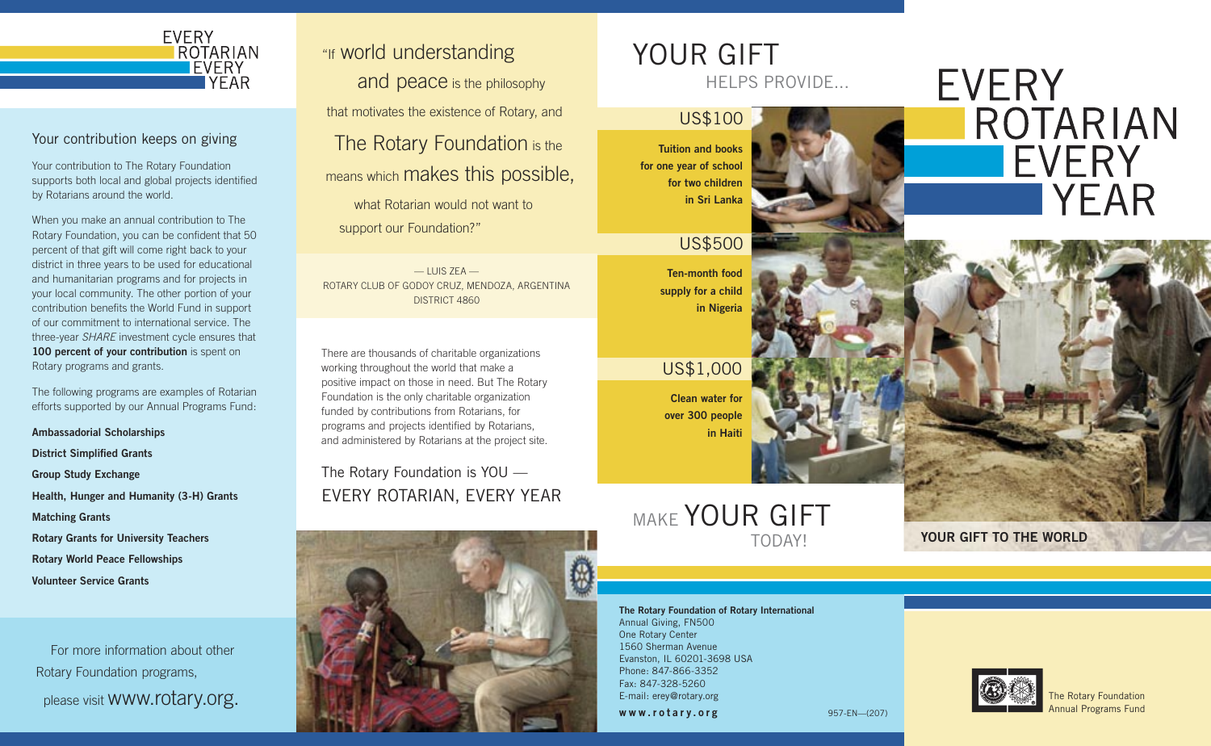# EVERY ROTARIAN EVERY YEAR

## Your contribution keeps on giving

Your contribution to The Rotary Foundation supports both local and global projects identified by Rotarians around the world.

When you make an annual contribution to The Rotary Foundation, you can be confident that 50 percent of that gift will come right back to your district in three years to be used for educational and humanitarian programs and for projects in your local community. The other portion of your contribution benefits the World Fund in support of our commitment to international service. The three-year *SHARE* investment cycle ensures that **100 percent of your contribution** is spent on Rotary programs and grants.

The following programs are examples of Rotarian efforts supported by our Annual Programs Fund:

**Ambassadorial Scholarships**

**District Simplified Grants**

**Group Study Exchange**

**Health, Hunger and Humanity (3-H) Grants**

**Matching Grants**

**Rotary Grants for University Teachers**

**Rotary World Peace Fellowships**

**Volunteer Service Grants**

For more information about other Rotary Foundation programs, please visit www.rotary.org.

"If world understanding and peace is the philosophy that motivates the existence of Rotary, and The Rotary Foundation is the means which makes this possible, what Rotarian would not want to support our Foundation?"

— LUIS ZEA —
ROTARY CLUB OF GODOY CRUZ, MENDOZA, ARGENTINA
DISTRICT 4860

There are thousands of charitable organizations working throughout the world that make a positive impact on those in need. But The Rotary Foundation is the only charitable organization funded by contributions from Rotarians, for programs and projects identified by Rotarians, and administered by Rotarians at the project site.

The Rotary Foundation is YOU — EVERY ROTARIAN, EVERY YEAR

## YOUR GIFT HELPS PROVIDE...

**US$100**

**Tuition and books for one year of school for two children in Sri Lanka**

**US$500**

**Ten-month food supply for a child in Nigeria**

**US$1,000**

**Clean water for over 300 people in Haiti**

## MAKE YOUR GIFT TODAY!

**The Rotary Foundation of Rotary International**
Annual Giving, FN500
One Rotary Center
1560 Sherman Avenue
Evanston, IL 60201-3698 USA
Phone: 847-866-3352
Fax: 847-328-5260
E-mail: erey@rotary.org

**www.rotary.org**

957-EN—(207)

# EVERY ROTARIAN EVERY YEAR

**YOUR GIFT TO THE WORLD**

The Rotary Foundation
Annual Programs Fund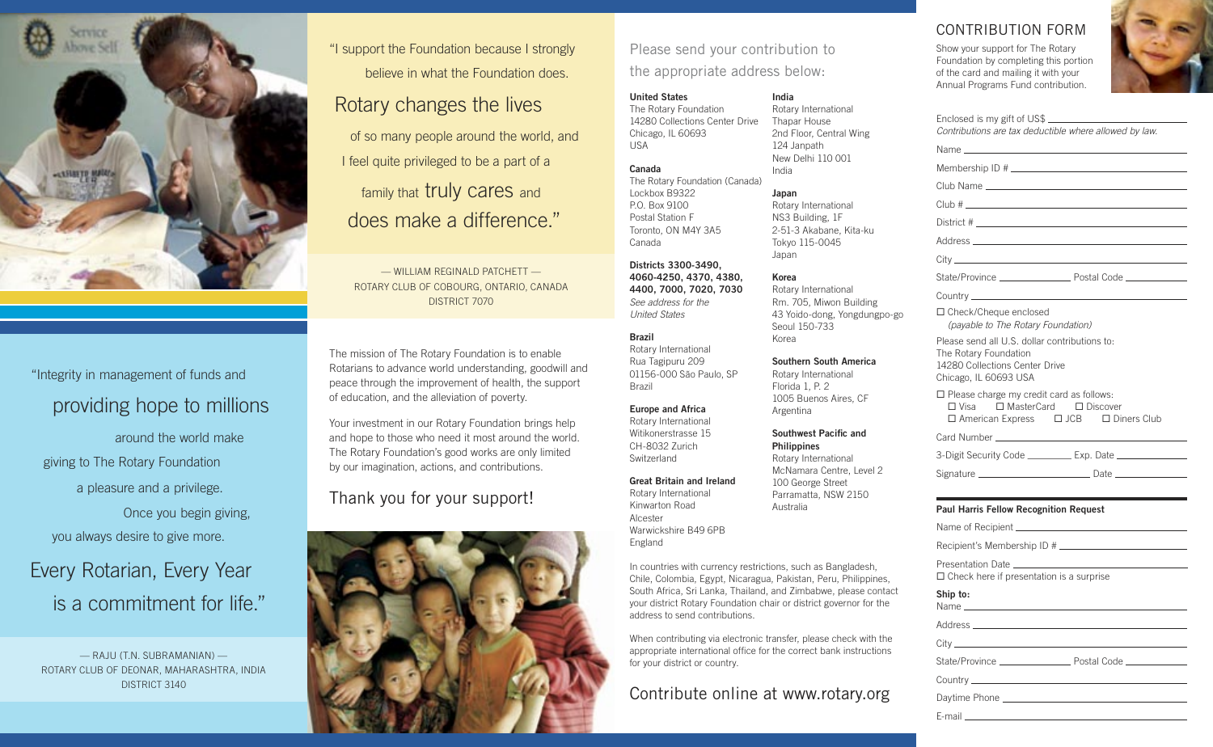"Integrity in management of funds and providing hope to millions around the world make giving to The Rotary Foundation a pleasure and a privilege. Once you begin giving, you always desire to give more. Every Rotarian, Every Year is a commitment for life."

— RAJU (T.N. SUBRAMANIAN) —
ROTARY CLUB OF DEONAR, MAHARASHTRA, INDIA
DISTRICT 3140

"I support the Foundation because I strongly believe in what the Foundation does. Rotary changes the lives of so many people around the world, and I feel quite privileged to be a part of a family that truly cares and does make a difference."

— WILLIAM REGINALD PATCHETT —
ROTARY CLUB OF COBOURG, ONTARIO, CANADA
DISTRICT 7070

The mission of The Rotary Foundation is to enable Rotarians to advance world understanding, goodwill and peace through the improvement of health, the support of education, and the alleviation of poverty.

Your investment in our Rotary Foundation brings help and hope to those who need it most around the world. The Rotary Foundation's good works are only limited by our imagination, actions, and contributions.

## Thank you for your support!

## Please send your contribution to the appropriate address below:

**United States**
The Rotary Foundation
14280 Collections Center Drive
Chicago, IL 60693
USA

**Canada**
The Rotary Foundation (Canada)
Lockbox B9322
P.O. Box 9100
Postal Station F
Toronto, ON M4Y 3A5
Canada

**Districts 3300-3490, 4060-4250, 4370, 4380, 4400, 7000, 7020, 7030**
*See address for the United States*

**Brazil**
Rotary International
Rua Tagipuru 209
01156-000 São Paulo, SP
Brazil

**Europe and Africa**
Rotary International
Witikonerstrasse 15
CH-8032 Zurich
Switzerland

**Great Britain and Ireland**
Rotary International
Kinwarton Road
Alcester
Warwickshire B49 6PB
England

**India**
Rotary International
Thapar House
2nd Floor, Central Wing
124 Janpath
New Delhi 110 001
India

**Japan**
Rotary International
NS3 Building, 1F
2-51-3 Akabane, Kita-ku
Tokyo 115-0045
Japan

**Korea**
Rotary International
Rm. 705, Miwon Building
43 Yoido-dong, Yongdungpo-go
Seoul 150-733
Korea

**Southern South America**
Rotary International
Florida 1, P. 2
1005 Buenos Aires, CF
Argentina

**Southwest Pacific and Philippines**
Rotary International
McNamara Centre, Level 2
100 George Street
Parramatta, NSW 2150
Australia

In countries with currency restrictions, such as Bangladesh, Chile, Colombia, Egypt, Nicaragua, Pakistan, Peru, Philippines, South Africa, Sri Lanka, Thailand, and Zimbabwe, please contact your district Rotary Foundation chair or district governor for the address to send contributions.

When contributing via electronic transfer, please check with the appropriate international office for the correct bank instructions for your district or country.

## Contribute online at www.rotary.org

## CONTRIBUTION FORM

Show your support for The Rotary Foundation by completing this portion of the card and mailing it with your Annual Programs Fund contribution.

Enclosed is my gift of US$ ____________
*Contributions are tax deductible where allowed by law.*

Name ____________

Membership ID # ____________

Club Name ____________

Club # ____________

District # ____________

Address ____________

City ____________

State/Province ____________ Postal Code ____________

Country ____________

☐ Check/Cheque enclosed
*(payable to The Rotary Foundation)*

Please send all U.S. dollar contributions to:
The Rotary Foundation
14280 Collections Center Drive
Chicago, IL 60693 USA

☐ Please charge my credit card as follows:
☐ Visa ☐ MasterCard ☐ Discover
☐ American Express ☐ JCB ☐ Diners Club

Card Number ____________

3-Digit Security Code ____________ Exp. Date ____________

Signature ____________ Date ____________

**Paul Harris Fellow Recognition Request**

Name of Recipient ____________

Recipient's Membership ID # ____________

Presentation Date ____________
☐ Check here if presentation is a surprise

**Ship to:**
Name ____________

Address ____________

City ____________

State/Province ____________ Postal Code ____________

Country ____________

Daytime Phone ____________

E-mail ____________